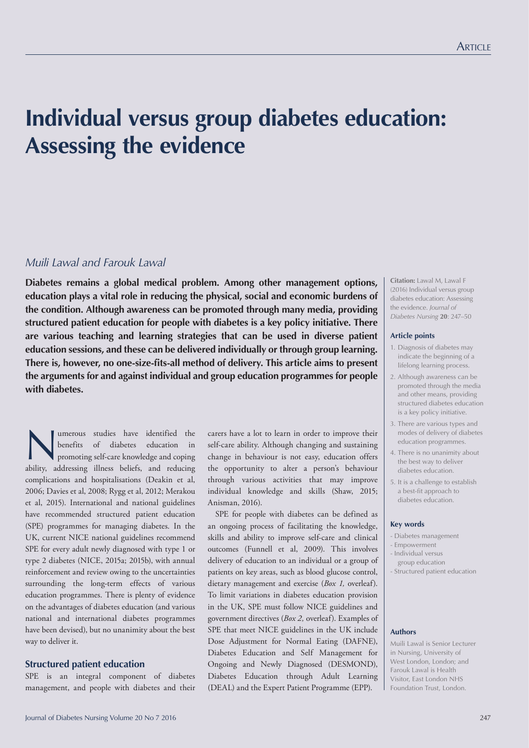# Individual versus group diabetes education: Assessing the evidence

*Muili Lawal and Farouk Lawal*

**Diabetes remains a global medical problem. Among other management options, education plays a vital role in reducing the physical, social and economic burdens of the condition. Although awareness can be promoted through many media, providing structured patient education for people with diabetes is a key policy initiative. There are various teaching and learning strategies that can be used in diverse patient education sessions, and these can be delivered individually or through group learning. There is, however, no one-size-fits-all method of delivery. This article aims to present the arguments for and against individual and group education programmes for people with diabetes.**

**Citation:** Lawal M, Lawal F (2016) Individual versus group diabetes education: Assessing the evidence. *Journal of Diabetes Nursing* **20**: 247–50

### Article points

1. Diagnosis of diabetes may indicate the beginning of a lifelong learning process.
2. Although awareness can be promoted through the media and other means, providing structured diabetes education is a key policy initiative.
3. There are various types and modes of delivery of diabetes education programmes.
4. There is no unanimity about the best way to deliver diabetes education.
5. It is a challenge to establish a best-fit approach to diabetes education.

### Key words

- Diabetes management
- Empowerment
- Individual versus group education
- Structured patient education

### Authors

Muili Lawal is Senior Lecturer in Nursing, University of West London, London; and Farouk Lawal is Health Visitor, East London NHS Foundation Trust, London.

Numerous studies have identified the benefits of diabetes education in promoting self-care knowledge and coping ability, addressing illness beliefs, and reducing complications and hospitalisations (Deakin et al, 2006; Davies et al, 2008; Rygg et al, 2012; Merakou et al, 2015). International and national guidelines have recommended structured patient education (SPE) programmes for managing diabetes. In the UK, current NICE national guidelines recommend SPE for every adult newly diagnosed with type 1 or type 2 diabetes (NICE, 2015a; 2015b), with annual reinforcement and review owing to the uncertainties surrounding the long-term effects of various education programmes. There is plenty of evidence on the advantages of diabetes education (and various national and international diabetes programmes have been devised), but no unanimity about the best way to deliver it.

## Structured patient education

SPE is an integral component of diabetes management, and people with diabetes and their carers have a lot to learn in order to improve their self-care ability. Although changing and sustaining change in behaviour is not easy, education offers the opportunity to alter a person's behaviour through various activities that may improve individual knowledge and skills (Shaw, 2015; Anisman, 2016).

SPE for people with diabetes can be defined as an ongoing process of facilitating the knowledge, skills and ability to improve self-care and clinical outcomes (Funnell et al, 2009). This involves delivery of education to an individual or a group of patients on key areas, such as blood glucose control, dietary management and exercise (*Box 1,* overleaf). To limit variations in diabetes education provision in the UK, SPE must follow NICE guidelines and government directives (*Box 2,* overleaf). Examples of SPE that meet NICE guidelines in the UK include Dose Adjustment for Normal Eating (DAFNE), Diabetes Education and Self Management for Ongoing and Newly Diagnosed (DESMOND), Diabetes Education through Adult Learning (DEAL) and the Expert Patient Programme (EPP).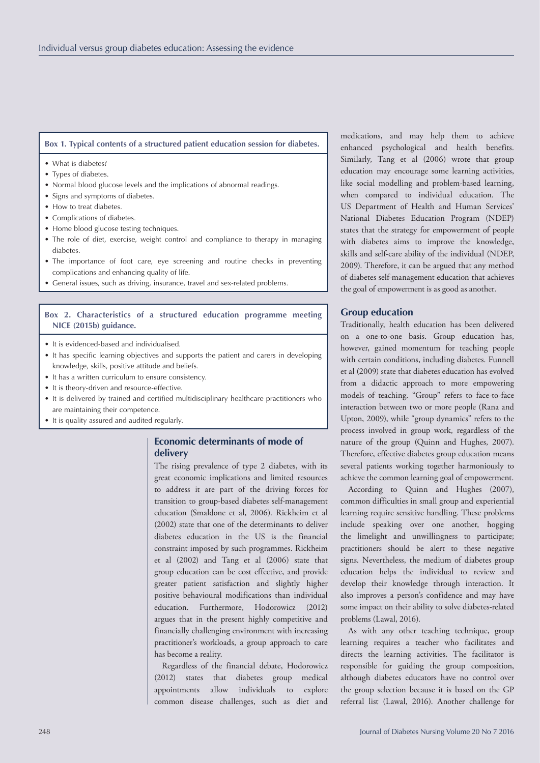**Box 1. Typical contents of a structured patient education session for diabetes.**

- What is diabetes?
- Types of diabetes.
- Normal blood glucose levels and the implications of abnormal readings.
- Signs and symptoms of diabetes.
- How to treat diabetes.
- Complications of diabetes.
- Home blood glucose testing techniques.
- The role of diet, exercise, weight control and compliance to therapy in managing diabetes.
- The importance of foot care, eye screening and routine checks in preventing complications and enhancing quality of life.
- General issues, such as driving, insurance, travel and sex-related problems.

**Box 2. Characteristics of a structured education programme meeting NICE (2015b) guidance.**

- It is evidenced-based and individualised.
- It has specific learning objectives and supports the patient and carers in developing knowledge, skills, positive attitude and beliefs.
- It has a written curriculum to ensure consistency.
- It is theory-driven and resource-effective.
- It is delivered by trained and certified multidisciplinary healthcare practitioners who are maintaining their competence.
- It is quality assured and audited regularly.

## Economic determinants of mode of delivery

The rising prevalence of type 2 diabetes, with its great economic implications and limited resources to address it are part of the driving forces for transition to group-based diabetes self-management education (Smaldone et al, 2006). Rickheim et al (2002) state that one of the determinants to deliver diabetes education in the US is the financial constraint imposed by such programmes. Rickheim et al (2002) and Tang et al (2006) state that group education can be cost effective, and provide greater patient satisfaction and slightly higher positive behavioural modifications than individual education. Furthermore, Hodorowicz (2012) argues that in the present highly competitive and financially challenging environment with increasing practitioner's workloads, a group approach to care has become a reality.

Regardless of the financial debate, Hodorowicz (2012) states that diabetes group medical appointments allow individuals to explore common disease challenges, such as diet and medications, and may help them to achieve enhanced psychological and health benefits. Similarly, Tang et al (2006) wrote that group education may encourage some learning activities, like social modelling and problem-based learning, when compared to individual education. The US Department of Health and Human Services' National Diabetes Education Program (NDEP) states that the strategy for empowerment of people with diabetes aims to improve the knowledge, skills and self-care ability of the individual (NDEP, 2009). Therefore, it can be argued that any method of diabetes self-management education that achieves the goal of empowerment is as good as another.

## Group education

Traditionally, health education has been delivered on a one-to-one basis. Group education has, however, gained momentum for teaching people with certain conditions, including diabetes. Funnell et al (2009) state that diabetes education has evolved from a didactic approach to more empowering models of teaching. "Group" refers to face-to-face interaction between two or more people (Rana and Upton, 2009), while "group dynamics" refers to the process involved in group work, regardless of the nature of the group (Quinn and Hughes, 2007). Therefore, effective diabetes group education means several patients working together harmoniously to achieve the common learning goal of empowerment.

According to Quinn and Hughes (2007), common difficulties in small group and experiential learning require sensitive handling. These problems include speaking over one another, hogging the limelight and unwillingness to participate; practitioners should be alert to these negative signs. Nevertheless, the medium of diabetes group education helps the individual to review and develop their knowledge through interaction. It also improves a person's confidence and may have some impact on their ability to solve diabetes-related problems (Lawal, 2016).

As with any other teaching technique, group learning requires a teacher who facilitates and directs the learning activities. The facilitator is responsible for guiding the group composition, although diabetes educators have no control over the group selection because it is based on the GP referral list (Lawal, 2016). Another challenge for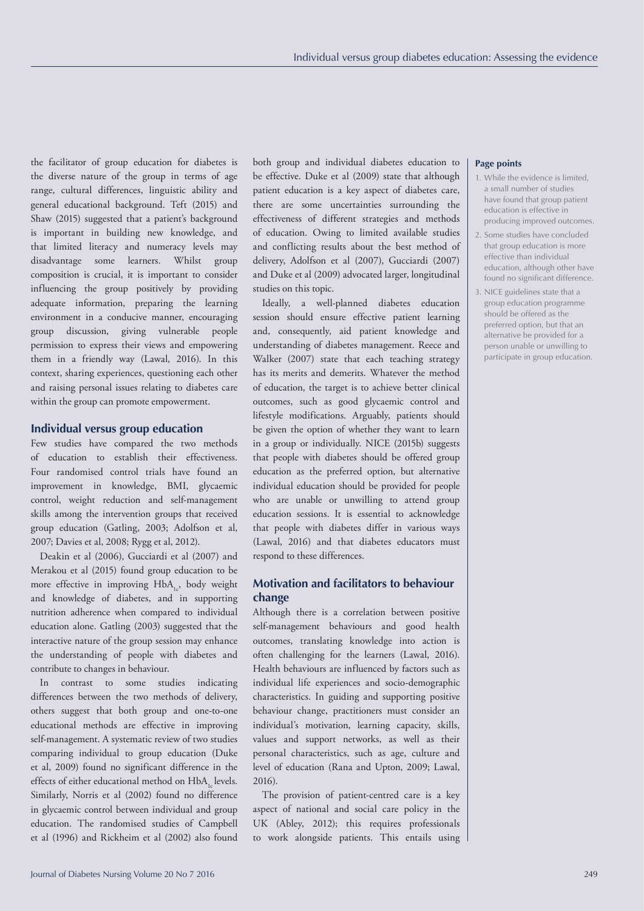the facilitator of group education for diabetes is the diverse nature of the group in terms of age range, cultural differences, linguistic ability and general educational background. Teft (2015) and Shaw (2015) suggested that a patient's background is important in building new knowledge, and that limited literacy and numeracy levels may disadvantage some learners. Whilst group composition is crucial, it is important to consider influencing the group positively by providing adequate information, preparing the learning environment in a conducive manner, encouraging group discussion, giving vulnerable people permission to express their views and empowering them in a friendly way (Lawal, 2016). In this context, sharing experiences, questioning each other and raising personal issues relating to diabetes care within the group can promote empowerment.

## Individual versus group education

Few studies have compared the two methods of education to establish their effectiveness. Four randomised control trials have found an improvement in knowledge, BMI, glycaemic control, weight reduction and self-management skills among the intervention groups that received group education (Gatling, 2003; Adolfson et al, 2007; Davies et al, 2008; Rygg et al, 2012).

Deakin et al (2006), Gucciardi et al (2007) and Merakou et al (2015) found group education to be more effective in improving $HbA_{1c}$, body weight and knowledge of diabetes, and in supporting nutrition adherence when compared to individual education alone. Gatling (2003) suggested that the interactive nature of the group session may enhance the understanding of people with diabetes and contribute to changes in behaviour.

In contrast to some studies indicating differences between the two methods of delivery, others suggest that both group and one-to-one educational methods are effective in improving self-management. A systematic review of two studies comparing individual to group education (Duke et al, 2009) found no significant difference in the effects of either educational method on $HbA_{1c}$ levels. Similarly, Norris et al (2002) found no difference in glycaemic control between individual and group education. The randomised studies of Campbell et al (1996) and Rickheim et al (2002) also found both group and individual diabetes education to be effective. Duke et al (2009) state that although patient education is a key aspect of diabetes care, there are some uncertainties surrounding the effectiveness of different strategies and methods of education. Owing to limited available studies and conflicting results about the best method of delivery, Adolfson et al (2007), Gucciardi (2007) and Duke et al (2009) advocated larger, longitudinal studies on this topic.

Ideally, a well-planned diabetes education session should ensure effective patient learning and, consequently, aid patient knowledge and understanding of diabetes management. Reece and Walker (2007) state that each teaching strategy has its merits and demerits. Whatever the method of education, the target is to achieve better clinical outcomes, such as good glycaemic control and lifestyle modifications. Arguably, patients should be given the option of whether they want to learn in a group or individually. NICE (2015b) suggests that people with diabetes should be offered group education as the preferred option, but alternative individual education should be provided for people who are unable or unwilling to attend group education sessions. It is essential to acknowledge that people with diabetes differ in various ways (Lawal, 2016) and that diabetes educators must respond to these differences.

## Motivation and facilitators to behaviour change

Although there is a correlation between positive self-management behaviours and good health outcomes, translating knowledge into action is often challenging for the learners (Lawal, 2016). Health behaviours are influenced by factors such as individual life experiences and socio-demographic characteristics. In guiding and supporting positive behaviour change, practitioners must consider an individual's motivation, learning capacity, skills, values and support networks, as well as their personal characteristics, such as age, culture and level of education (Rana and Upton, 2009; Lawal, 2016).

The provision of patient-centred care is a key aspect of national and social care policy in the UK (Abley, 2012); this requires professionals to work alongside patients. This entails using

**Page points**

1. While the evidence is limited, a small number of studies have found that group patient education is effective in producing improved outcomes.
2. Some studies have concluded that group education is more effective than individual education, although other have found no significant difference.
3. NICE guidelines state that a group education programme should be offered as the preferred option, but that an alternative be provided for a person unable or unwilling to participate in group education.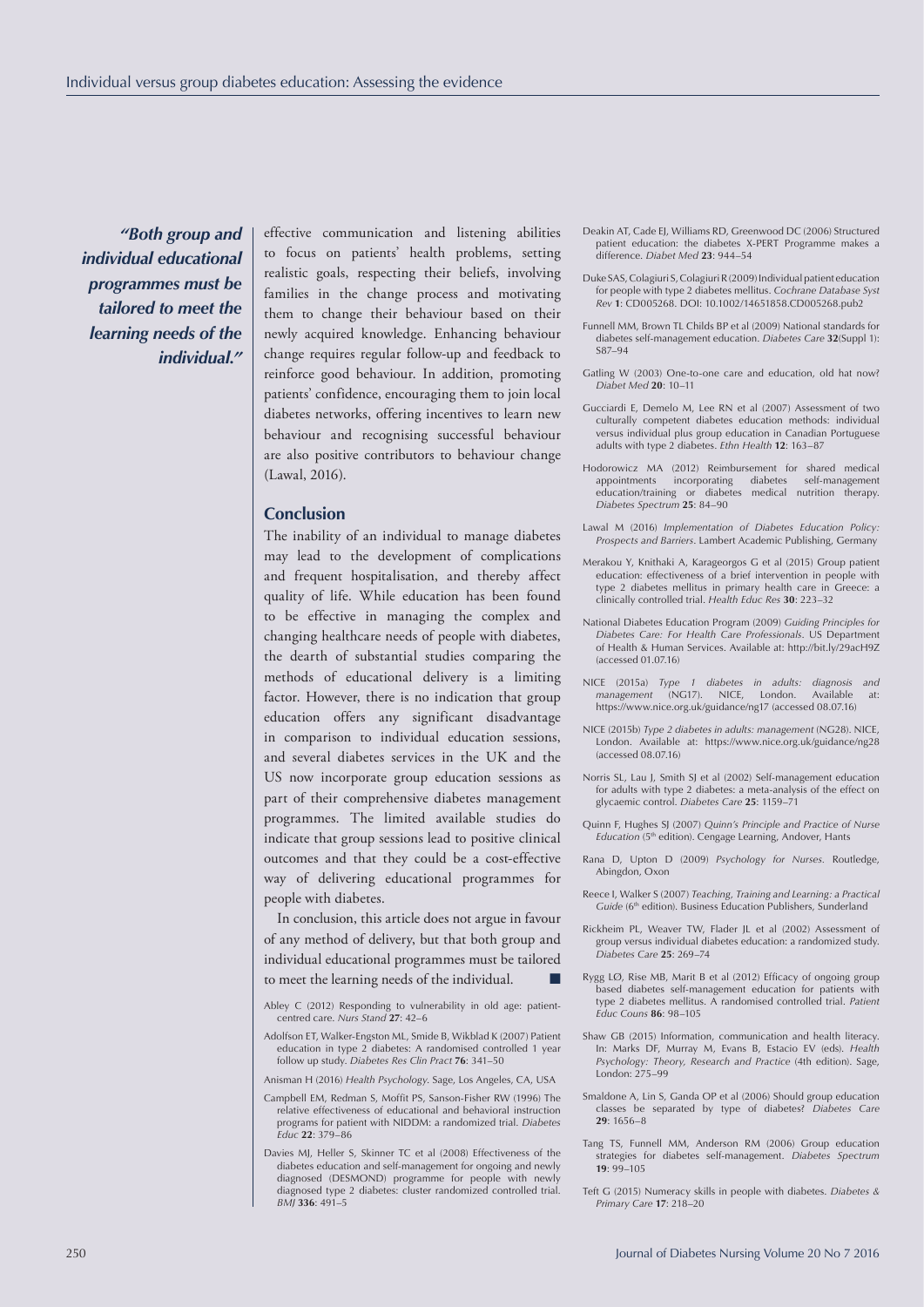*"Both group and individual educational programmes must be tailored to meet the learning needs of the individual."*

effective communication and listening abilities to focus on patients' health problems, setting realistic goals, respecting their beliefs, involving families in the change process and motivating them to change their behaviour based on their newly acquired knowledge. Enhancing behaviour change requires regular follow-up and feedback to reinforce good behaviour. In addition, promoting patients' confidence, encouraging them to join local diabetes networks, offering incentives to learn new behaviour and recognising successful behaviour are also positive contributors to behaviour change (Lawal, 2016).

## Conclusion

The inability of an individual to manage diabetes may lead to the development of complications and frequent hospitalisation, and thereby affect quality of life. While education has been found to be effective in managing the complex and changing healthcare needs of people with diabetes, the dearth of substantial studies comparing the methods of educational delivery is a limiting factor. However, there is no indication that group education offers any significant disadvantage in comparison to individual education sessions, and several diabetes services in the UK and the US now incorporate group education sessions as part of their comprehensive diabetes management programmes. The limited available studies do indicate that group sessions lead to positive clinical outcomes and that they could be a cost-effective way of delivering educational programmes for people with diabetes.

In conclusion, this article does not argue in favour of any method of delivery, but that both group and individual educational programmes must be tailored to meet the learning needs of the individual. ■

Abley C (2012) Responding to vulnerability in old age: patient-centred care. *Nurs Stand* **27**: 42–6

Adolfson ET, Walker-Engston ML, Smide B, Wikblad K (2007) Patient education in type 2 diabetes: A randomised controlled 1 year follow up study. *Diabetes Res Clin Pract* **76**: 341–50

Anisman H (2016) *Health Psychology*. Sage, Los Angeles, CA, USA

Campbell EM, Redman S, Moffit PS, Sanson-Fisher RW (1996) The relative effectiveness of educational and behavioral instruction programs for patient with NIDDM: a randomized trial. *Diabetes Educ* **22**: 379–86

Davies MJ, Heller S, Skinner TC et al (2008) Effectiveness of the diabetes education and self-management for ongoing and newly diagnosed (DESMOND) programme for people with newly diagnosed type 2 diabetes: cluster randomized controlled trial. *BMJ* **336**: 491–5

Deakin AT, Cade EJ, Williams RD, Greenwood DC (2006) Structured patient education: the diabetes X-PERT Programme makes a difference. *Diabet Med* **23**: 944–54

Duke SAS, Colagiuri S, Colagiuri R (2009) Individual patient education for people with type 2 diabetes mellitus. *Cochrane Database Syst Rev* **1**: CD005268. DOI: 10.1002/14651858.CD005268.pub2

Funnell MM, Brown TL Childs BP et al (2009) National standards for diabetes self-management education. *Diabetes Care* **32**(Suppl 1): S87–94

Gatling W (2003) One-to-one care and education, old hat now? *Diabet Med* **20**: 10–11

Gucciardi E, Demelo M, Lee RN et al (2007) Assessment of two culturally competent diabetes education methods: individual versus individual plus group education in Canadian Portuguese adults with type 2 diabetes. *Ethn Health* **12**: 163–87

Hodorowicz MA (2012) Reimbursement for shared medical appointments incorporating diabetes self-management education/training or diabetes medical nutrition therapy. *Diabetes Spectrum* **25**: 84–90

Lawal M (2016) *Implementation of Diabetes Education Policy: Prospects and Barriers*. Lambert Academic Publishing, Germany

Merakou Y, Knithaki A, Karageorgos G et al (2015) Group patient education: effectiveness of a brief intervention in people with type 2 diabetes mellitus in primary health care in Greece: a clinically controlled trial. *Health Educ Res* **30**: 223–32

National Diabetes Education Program (2009) *Guiding Principles for Diabetes Care: For Health Care Professionals*. US Department of Health & Human Services. Available at: http://bit.ly/29acH9Z (accessed 01.07.16)

NICE (2015a) *Type 1 diabetes in adults: diagnosis and management* (NG17). NICE, London. Available at: https://www.nice.org.uk/guidance/ng17 (accessed 08.07.16)

NICE (2015b) *Type 2 diabetes in adults: management* (NG28). NICE, London. Available at: https://www.nice.org.uk/guidance/ng28 (accessed 08.07.16)

Norris SL, Lau J, Smith SJ et al (2002) Self-management education for adults with type 2 diabetes: a meta-analysis of the effect on glycaemic control. *Diabetes Care* **25**: 1159–71

Quinn F, Hughes SJ (2007) *Quinn's Principle and Practice of Nurse Education* (5th edition). Cengage Learning, Andover, Hants

Rana D, Upton D (2009) *Psychology for Nurses*. Routledge, Abingdon, Oxon

Reece I, Walker S (2007) *Teaching, Training and Learning: a Practical Guide* (6th edition). Business Education Publishers, Sunderland

Rickheim PL, Weaver TW, Flader JL et al (2002) Assessment of group versus individual diabetes education: a randomized study. *Diabetes Care* **25**: 269–74

Rygg LØ, Rise MB, Marit B et al (2012) Efficacy of ongoing group based diabetes self-management education for patients with type 2 diabetes mellitus. A randomised controlled trial. *Patient Educ Couns* **86**: 98–105

Shaw GB (2015) Information, communication and health literacy. In: Marks DF, Murray M, Evans B, Estacio EV (eds). *Health Psychology: Theory, Research and Practice* (4th edition). Sage, London: 275–99

Smaldone A, Lin S, Ganda OP et al (2006) Should group education classes be separated by type of diabetes? *Diabetes Care* **29**: 1656–8

Tang TS, Funnell MM, Anderson RM (2006) Group education strategies for diabetes self-management. *Diabetes Spectrum* **19**: 99–105

Teft G (2015) Numeracy skills in people with diabetes. *Diabetes & Primary Care* **17**: 218–20